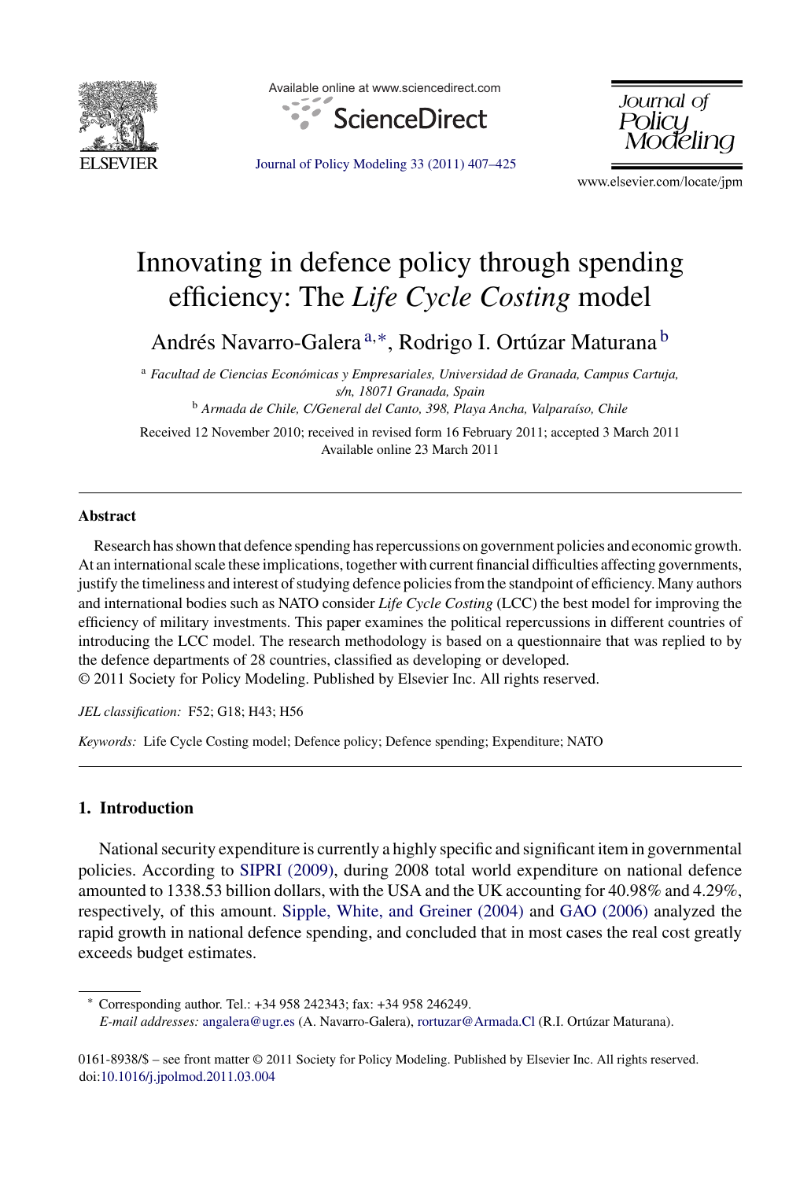# Innovating in defence policy through spending efficiency: The *Life Cycle Costing* model

Andrés Navarro-Galera [a,*], Rodrigo I. Ortúzar Maturana [b]

[a] *Facultad de Ciencias Económicas y Empresariales, Universidad de Granada, Campus Cartuja, s/n, 18071 Granada, Spain*

[b] *Armada de Chile, C/General del Canto, 398, Playa Ancha, Valparaíso, Chile*

Received 12 November 2010; received in revised form 16 February 2011; accepted 3 March 2011
Available online 23 March 2011

## Abstract

Research has shown that defence spending has repercussions on government policies and economic growth. At an international scale these implications, together with current financial difficulties affecting governments, justify the timeliness and interest of studying defence policies from the standpoint of efficiency. Many authors and international bodies such as NATO consider *Life Cycle Costing* (LCC) the best model for improving the efficiency of military investments. This paper examines the political repercussions in different countries of introducing the LCC model. The research methodology is based on a questionnaire that was replied to by the defence departments of 28 countries, classified as developing or developed.

© 2011 Society for Policy Modeling. Published by Elsevier Inc. All rights reserved.

*JEL classification:* F52; G18; H43; H56

*Keywords:* Life Cycle Costing model; Defence policy; Defence spending; Expenditure; NATO

## 1. Introduction

National security expenditure is currently a highly specific and significant item in governmental policies. According to SIPRI (2009), during 2008 total world expenditure on national defence amounted to 1338.53 billion dollars, with the USA and the UK accounting for 40.98% and 4.29%, respectively, of this amount. Sipple, White, and Greiner (2004) and GAO (2006) analyzed the rapid growth in national defence spending, and concluded that in most cases the real cost greatly exceeds budget estimates.

* Corresponding author. Tel.: +34 958 242343; fax: +34 958 246249.
*E-mail addresses:* angalera@ugr.es (A. Navarro-Galera), rortuzar@Armada.Cl (R.I. Ortúzar Maturana).

0161-8938/$ – see front matter © 2011 Society for Policy Modeling. Published by Elsevier Inc. All rights reserved.
doi:10.1016/j.jpolmod.2011.03.004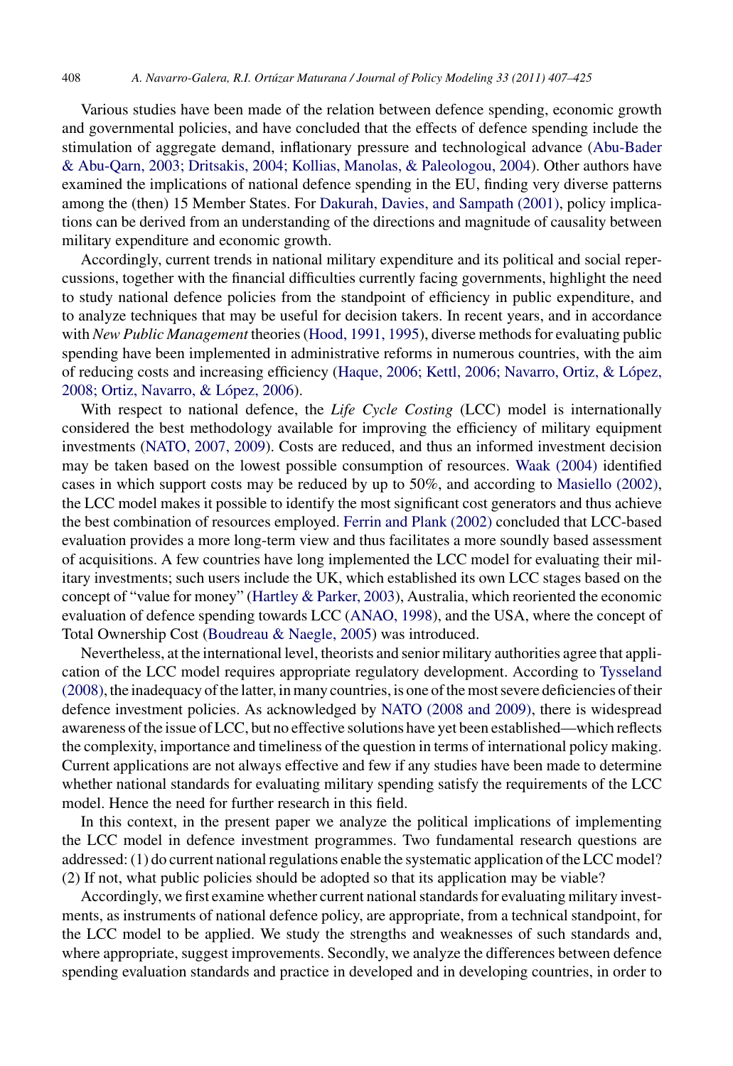Various studies have been made of the relation between defence spending, economic growth and governmental policies, and have concluded that the effects of defence spending include the stimulation of aggregate demand, inflationary pressure and technological advance (Abu-Bader & Abu-Qarn, 2003; Dritsakis, 2004; Kollias, Manolas, & Paleologou, 2004). Other authors have examined the implications of national defence spending in the EU, finding very diverse patterns among the (then) 15 Member States. For Dakurah, Davies, and Sampath (2001), policy implications can be derived from an understanding of the directions and magnitude of causality between military expenditure and economic growth.

Accordingly, current trends in national military expenditure and its political and social repercussions, together with the financial difficulties currently facing governments, highlight the need to study national defence policies from the standpoint of efficiency in public expenditure, and to analyze techniques that may be useful for decision takers. In recent years, and in accordance with *New Public Management* theories (Hood, 1991, 1995), diverse methods for evaluating public spending have been implemented in administrative reforms in numerous countries, with the aim of reducing costs and increasing efficiency (Haque, 2006; Kettl, 2006; Navarro, Ortiz, & López, 2008; Ortiz, Navarro, & López, 2006).

With respect to national defence, the *Life Cycle Costing* (LCC) model is internationally considered the best methodology available for improving the efficiency of military equipment investments (NATO, 2007, 2009). Costs are reduced, and thus an informed investment decision may be taken based on the lowest possible consumption of resources. Waak (2004) identified cases in which support costs may be reduced by up to 50%, and according to Masiello (2002), the LCC model makes it possible to identify the most significant cost generators and thus achieve the best combination of resources employed. Ferrin and Plank (2002) concluded that LCC-based evaluation provides a more long-term view and thus facilitates a more soundly based assessment of acquisitions. A few countries have long implemented the LCC model for evaluating their military investments; such users include the UK, which established its own LCC stages based on the concept of "value for money" (Hartley & Parker, 2003), Australia, which reoriented the economic evaluation of defence spending towards LCC (ANAO, 1998), and the USA, where the concept of Total Ownership Cost (Boudreau & Naegle, 2005) was introduced.

Nevertheless, at the international level, theorists and senior military authorities agree that application of the LCC model requires appropriate regulatory development. According to Tysseland (2008), the inadequacy of the latter, in many countries, is one of the most severe deficiencies of their defence investment policies. As acknowledged by NATO (2008 and 2009), there is widespread awareness of the issue of LCC, but no effective solutions have yet been established—which reflects the complexity, importance and timeliness of the question in terms of international policy making. Current applications are not always effective and few if any studies have been made to determine whether national standards for evaluating military spending satisfy the requirements of the LCC model. Hence the need for further research in this field.

In this context, in the present paper we analyze the political implications of implementing the LCC model in defence investment programmes. Two fundamental research questions are addressed: (1) do current national regulations enable the systematic application of the LCC model? (2) If not, what public policies should be adopted so that its application may be viable?

Accordingly, we first examine whether current national standards for evaluating military investments, as instruments of national defence policy, are appropriate, from a technical standpoint, for the LCC model to be applied. We study the strengths and weaknesses of such standards and, where appropriate, suggest improvements. Secondly, we analyze the differences between defence spending evaluation standards and practice in developed and in developing countries, in order to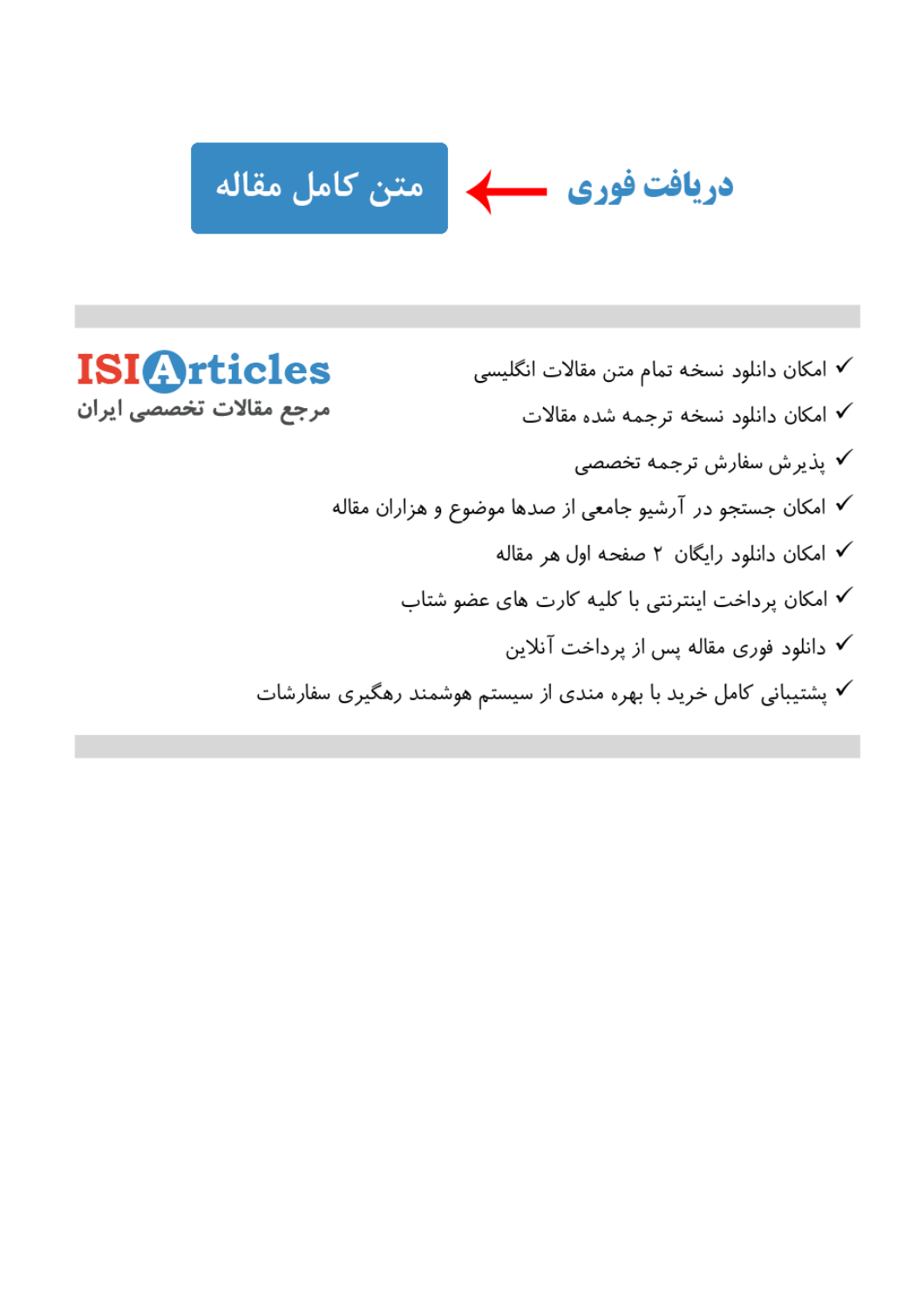دریافت فوری ← **متن کامل مقاله**

**ISIArticles**
مرجع مقالات تخصصی ایران

- ✓ امکان دانلود نسخه تمام متن مقالات انگلیسی
- ✓ امکان دانلود نسخه ترجمه شده مقالات
- ✓ پذیرش سفارش ترجمه تخصصی
- ✓ امکان جستجو در آرشیو جامعی از صدها موضوع و هزاران مقاله
- ✓ امکان دانلود رایگان ۲ صفحه اول هر مقاله
- ✓ امکان پرداخت اینترنتی با کلیه کارت های عضو شتاب
- ✓ دانلود فوری مقاله پس از پرداخت آنلاین
- ✓ پشتیبانی کامل خرید با بهره مندی از سیستم هوشمند رهگیری سفارشات